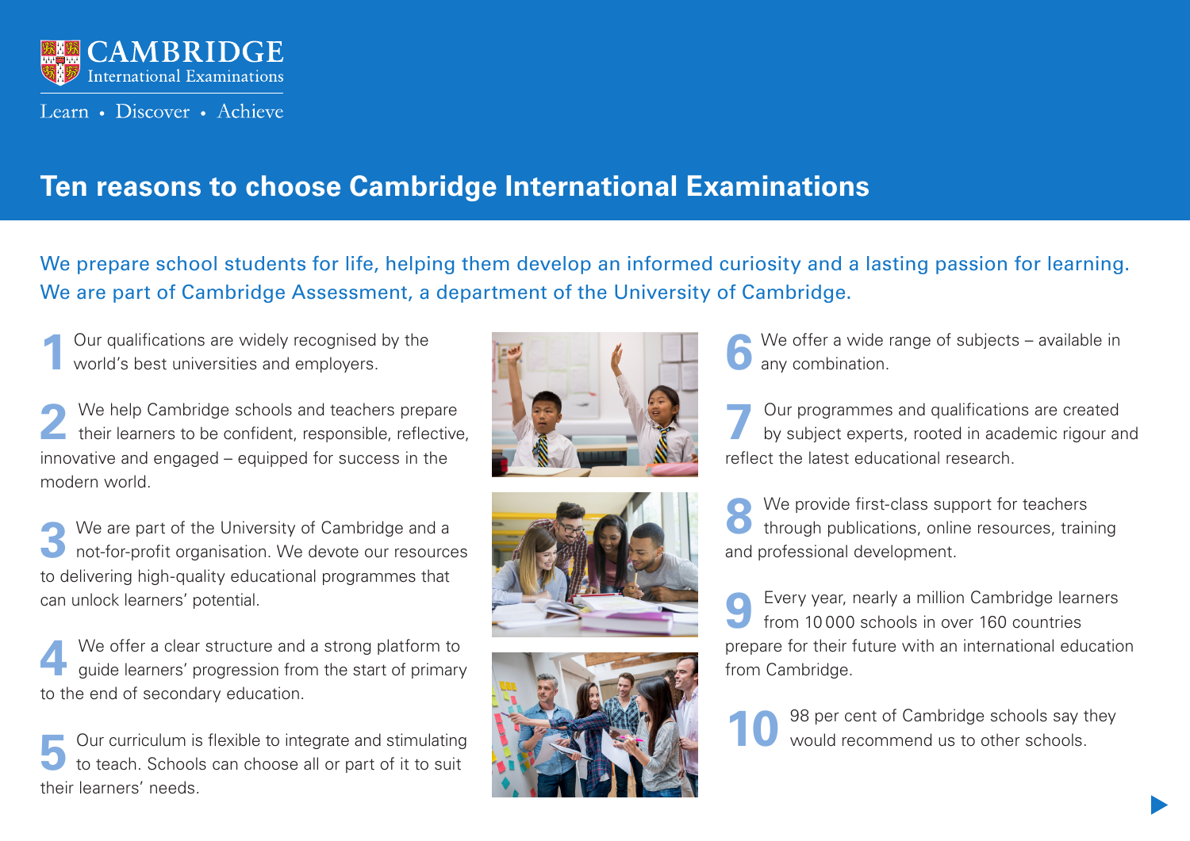CAMBRIDGE
International Examinations

Learn • Discover • Achieve

# Ten reasons to choose Cambridge International Examinations

We prepare school students for life, helping them develop an informed curiosity and a lasting passion for learning. We are part of Cambridge Assessment, a department of the University of Cambridge.

**1** Our qualifications are widely recognised by the world's best universities and employers.

**2** We help Cambridge schools and teachers prepare their learners to be confident, responsible, reflective, innovative and engaged – equipped for success in the modern world.

**3** We are part of the University of Cambridge and a not-for-profit organisation. We devote our resources to delivering high-quality educational programmes that can unlock learners' potential.

**4** We offer a clear structure and a strong platform to guide learners' progression from the start of primary to the end of secondary education.

**5** Our curriculum is flexible to integrate and stimulating to teach. Schools can choose all or part of it to suit their learners' needs.

**6** We offer a wide range of subjects – available in any combination.

**7** Our programmes and qualifications are created by subject experts, rooted in academic rigour and reflect the latest educational research.

**8** We provide first-class support for teachers through publications, online resources, training and professional development.

**9** Every year, nearly a million Cambridge learners from 10 000 schools in over 160 countries prepare for their future with an international education from Cambridge.

**10** 98 per cent of Cambridge schools say they would recommend us to other schools.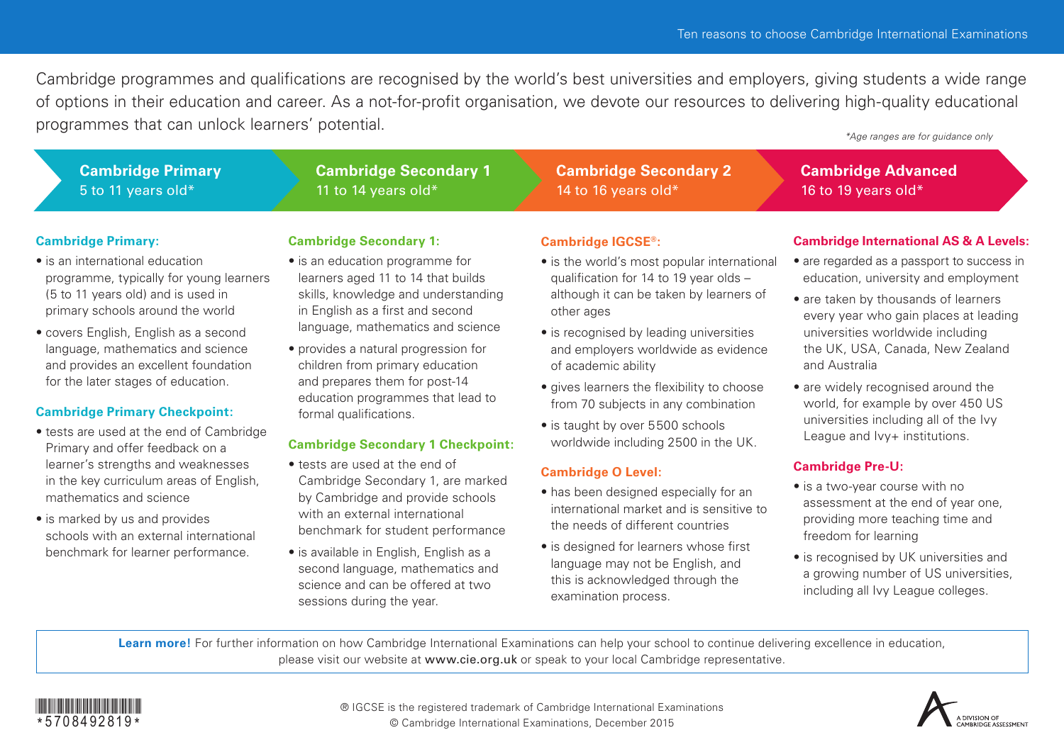Cambridge programmes and qualifications are recognised by the world's best universities and employers, giving students a wide range of options in their education and career. As a not-for-profit organisation, we devote our resources to delivering high-quality educational programmes that can unlock learners' potential.

*Age ranges are for guidance only*

**Cambridge Primary** 5 to 11 years old* | **Cambridge Secondary 1** 11 to 14 years old* | **Cambridge Secondary 2** 14 to 16 years old* | **Cambridge Advanced** 16 to 19 years old*

### Cambridge Primary:

- is an international education programme, typically for young learners (5 to 11 years old) and is used in primary schools around the world
- covers English, English as a second language, mathematics and science and provides an excellent foundation for the later stages of education.

### Cambridge Primary Checkpoint:

- tests are used at the end of Cambridge Primary and offer feedback on a learner's strengths and weaknesses in the key curriculum areas of English, mathematics and science
- is marked by us and provides schools with an external international benchmark for learner performance.

### Cambridge Secondary 1:

- is an education programme for learners aged 11 to 14 that builds skills, knowledge and understanding in English as a first and second language, mathematics and science
- provides a natural progression for children from primary education and prepares them for post-14 education programmes that lead to formal qualifications.

### Cambridge Secondary 1 Checkpoint:

- tests are used at the end of Cambridge Secondary 1, are marked by Cambridge and provide schools with an external international benchmark for student performance
- is available in English, English as a second language, mathematics and science and can be offered at two sessions during the year.

### Cambridge IGCSE®:

- is the world's most popular international qualification for 14 to 19 year olds – although it can be taken by learners of other ages
- is recognised by leading universities and employers worldwide as evidence of academic ability
- gives learners the flexibility to choose from 70 subjects in any combination
- is taught by over 5500 schools worldwide including 2500 in the UK.

### Cambridge O Level:

- has been designed especially for an international market and is sensitive to the needs of different countries
- is designed for learners whose first language may not be English, and this is acknowledged through the examination process.

### Cambridge International AS & A Levels:

- are regarded as a passport to success in education, university and employment
- are taken by thousands of learners every year who gain places at leading universities worldwide including the UK, USA, Canada, New Zealand and Australia
- are widely recognised around the world, for example by over 450 US universities including all of the Ivy League and Ivy+ institutions.

### Cambridge Pre-U:

- is a two-year course with no assessment at the end of year one, providing more teaching time and freedom for learning
- is recognised by UK universities and a growing number of US universities, including all Ivy League colleges.

**Learn more!** For further information on how Cambridge International Examinations can help your school to continue delivering excellence in education, please visit our website at www.cie.org.uk or speak to your local Cambridge representative.

*5708492819*

® IGCSE is the registered trademark of Cambridge International Examinations

© Cambridge International Examinations, December 2015

A DIVISION OF CAMBRIDGE ASSESSMENT